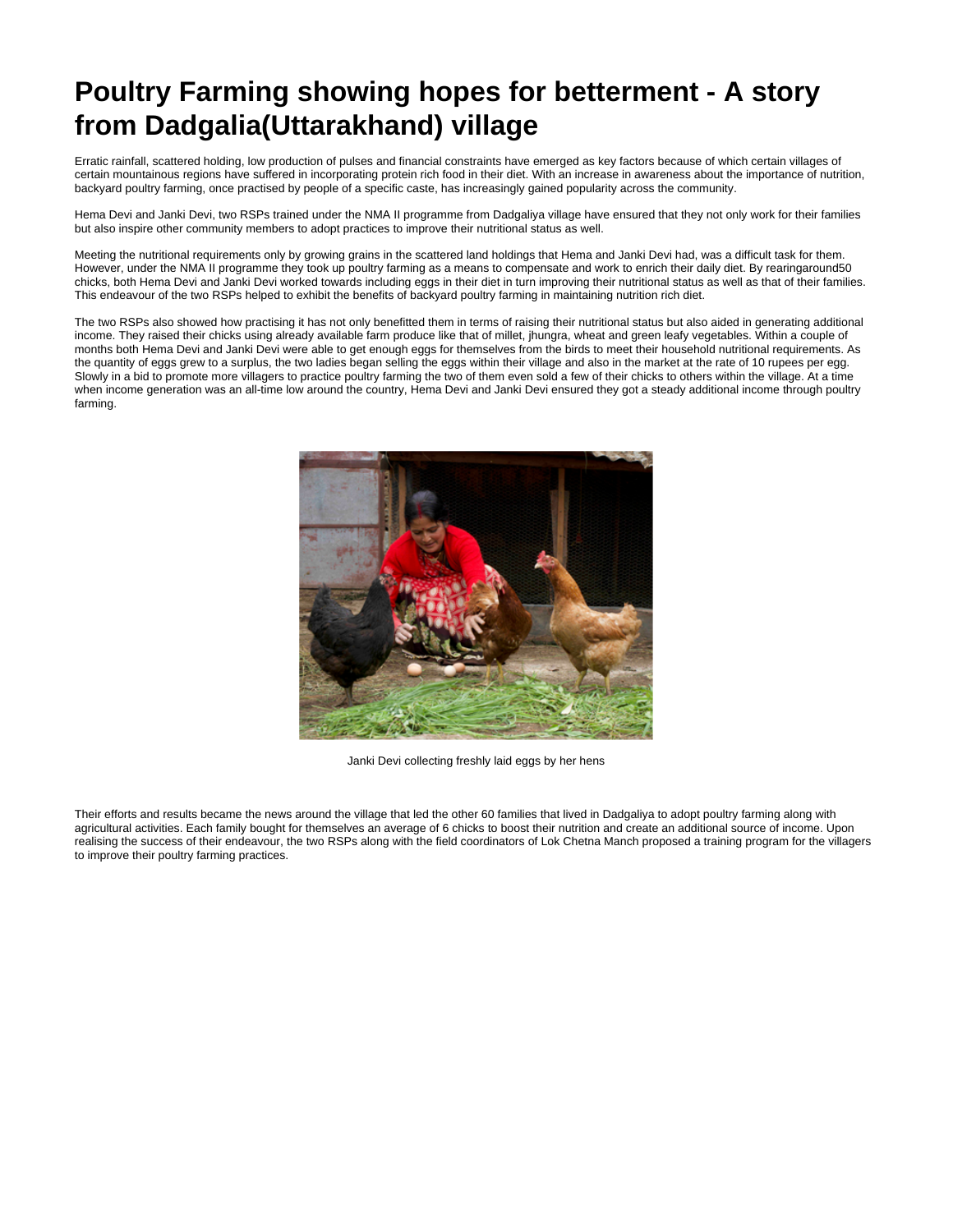# Poultry Farming showing hopes for betterment - A story from Dadgalia(Uttarakhand) village

Erratic rainfall, scattered holding, low production of pulses and financial constraints have emerged as key factors because of which certain villages of certain mountainous regions have suffered in incorporating protein rich food in their diet. With an increase in awareness about the importance of nutrition, backyard poultry farming, once practised by people of a specific caste, has increasingly gained popularity across the community.

Hema Devi and Janki Devi, two RSPs trained under the NMA II programme from Dadgaliya village have ensured that they not only work for their families but also inspire other community members to adopt practices to improve their nutritional status as well.

Meeting the nutritional requirements only by growing grains in the scattered land holdings that Hema and Janki Devi had, was a difficult task for them. However, under the NMA II programme they took up poultry farming as a means to compensate and work to enrich their daily diet. By rearingaround50 chicks, both Hema Devi and Janki Devi worked towards including eggs in their diet in turn improving their nutritional status as well as that of their families. This endeavour of the two RSPs helped to exhibit the benefits of backyard poultry farming in maintaining nutrition rich diet.

The two RSPs also showed how practising it has not only benefitted them in terms of raising their nutritional status but also aided in generating additional income. They raised their chicks using already available farm produce like that of millet, jhungra, wheat and green leafy vegetables. Within a couple of months both Hema Devi and Janki Devi were able to get enough eggs for themselves from the birds to meet their household nutritional requirements. As the quantity of eggs grew to a surplus, the two ladies began selling the eggs within their village and also in the market at the rate of 10 rupees per egg. Slowly in a bid to promote more villagers to practice poultry farming the two of them even sold a few of their chicks to others within the village. At a time when income generation was an all-time low around the country, Hema Devi and Janki Devi ensured they got a steady additional income through poultry farming.

Janki Devi collecting freshly laid eggs by her hens

Their efforts and results became the news around the village that led the other 60 families that lived in Dadgaliya to adopt poultry farming along with agricultural activities. Each family bought for themselves an average of 6 chicks to boost their nutrition and create an additional source of income. Upon realising the success of their endeavour, the two RSPs along with the field coordinators of Lok Chetna Manch proposed a training program for the villagers to improve their poultry farming practices.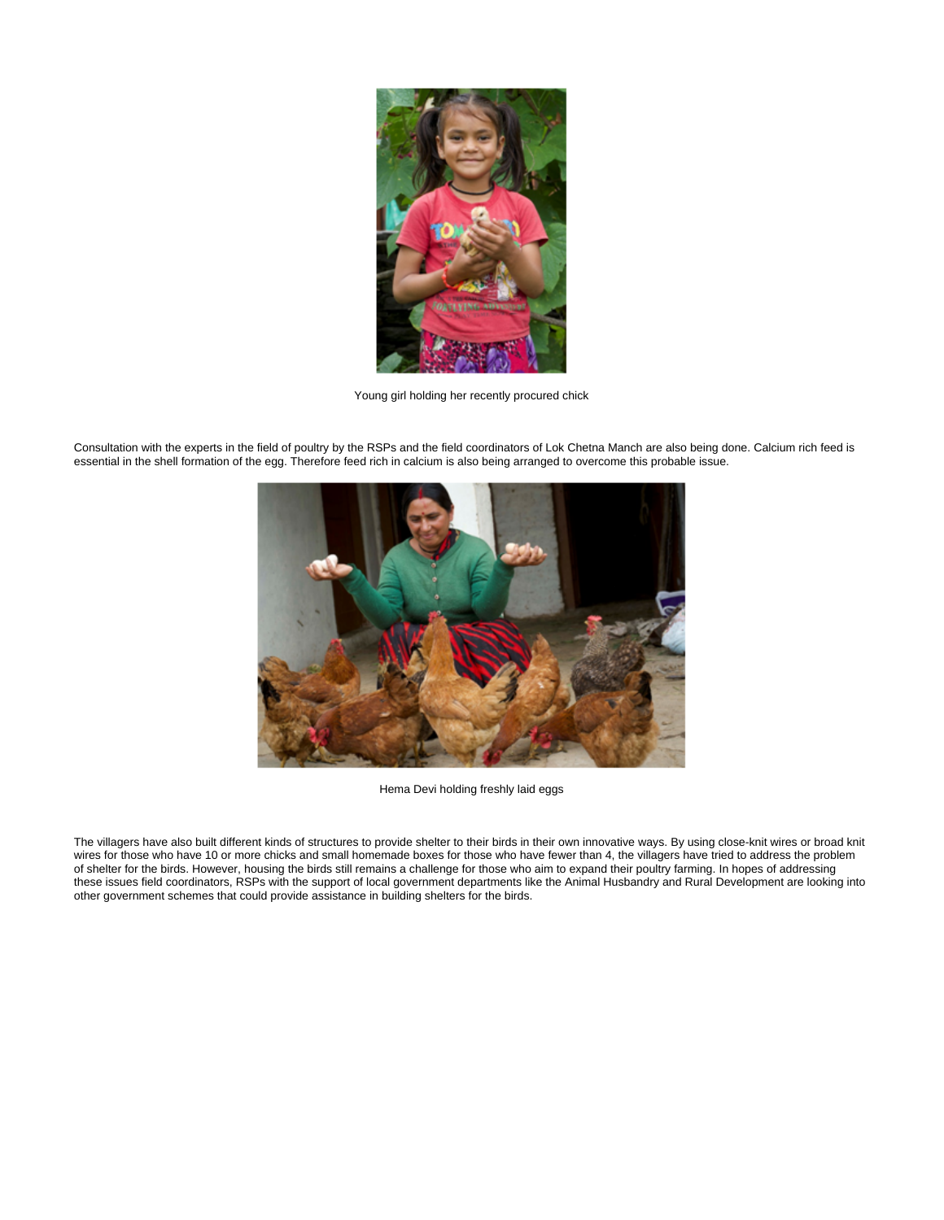Young girl holding her recently procured chick

Consultation with the experts in the field of poultry by the RSPs and the field coordinators of Lok Chetna Manch are also being done. Calcium rich feed is essential in the shell formation of the egg. Therefore feed rich in calcium is also being arranged to overcome this probable issue.

Hema Devi holding freshly laid eggs

The villagers have also built different kinds of structures to provide shelter to their birds in their own innovative ways. By using close-knit wires or broad knit wires for those who have 10 or more chicks and small homemade boxes for those who have fewer than 4, the villagers have tried to address the problem of shelter for the birds. However, housing the birds still remains a challenge for those who aim to expand their poultry farming. In hopes of addressing these issues field coordinators, RSPs with the support of local government departments like the Animal Husbandry and Rural Development are looking into other government schemes that could provide assistance in building shelters for the birds.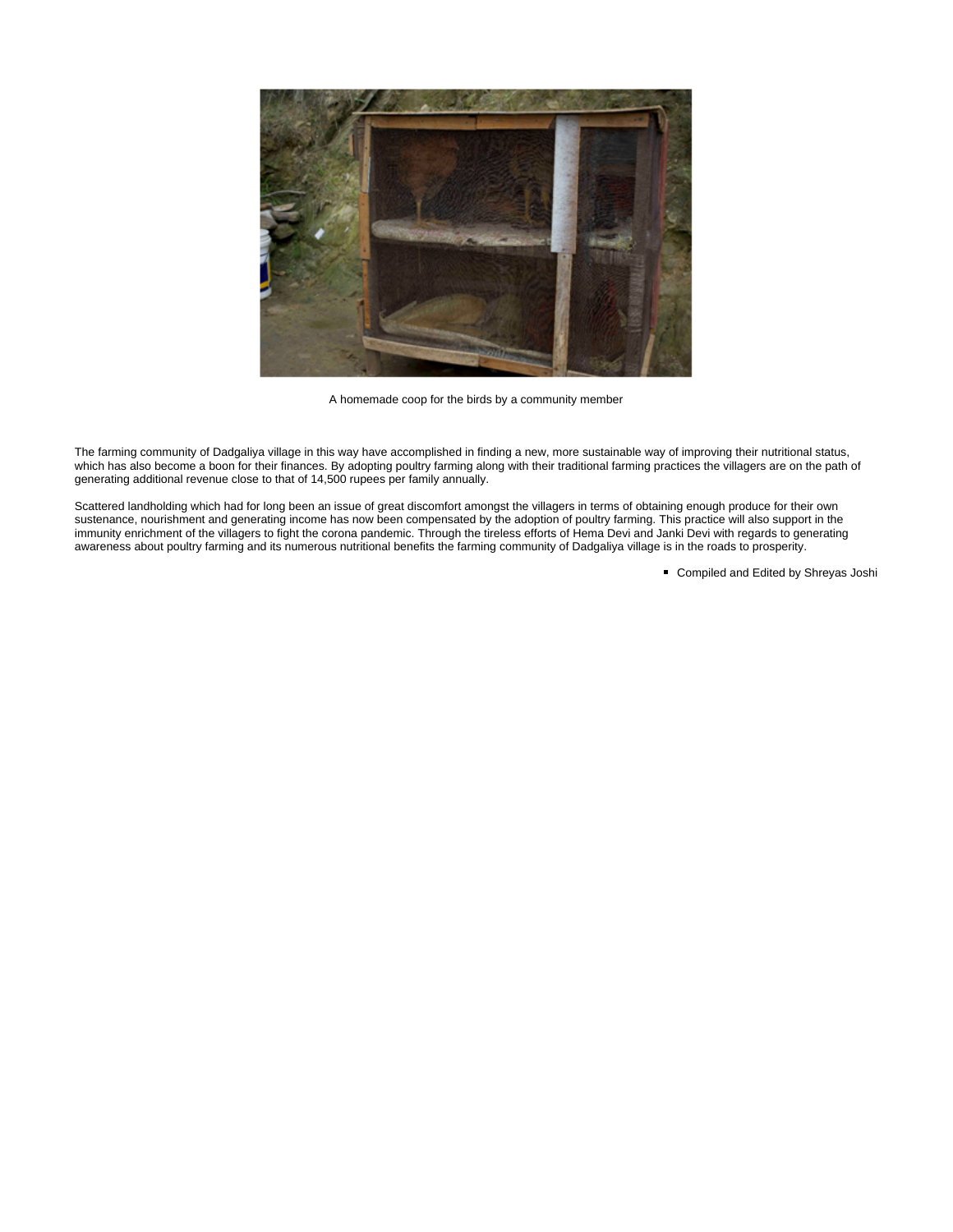A homemade coop for the birds by a community member

The farming community of Dadgaliya village in this way have accomplished in finding a new, more sustainable way of improving their nutritional status, which has also become a boon for their finances. By adopting poultry farming along with their traditional farming practices the villagers are on the path of generating additional revenue close to that of 14,500 rupees per family annually.

Scattered landholding which had for long been an issue of great discomfort amongst the villagers in terms of obtaining enough produce for their own sustenance, nourishment and generating income has now been compensated by the adoption of poultry farming. This practice will also support in the immunity enrichment of the villagers to fight the corona pandemic. Through the tireless efforts of Hema Devi and Janki Devi with regards to generating awareness about poultry farming and its numerous nutritional benefits the farming community of Dadgaliya village is in the roads to prosperity.

- Compiled and Edited by Shreyas Joshi